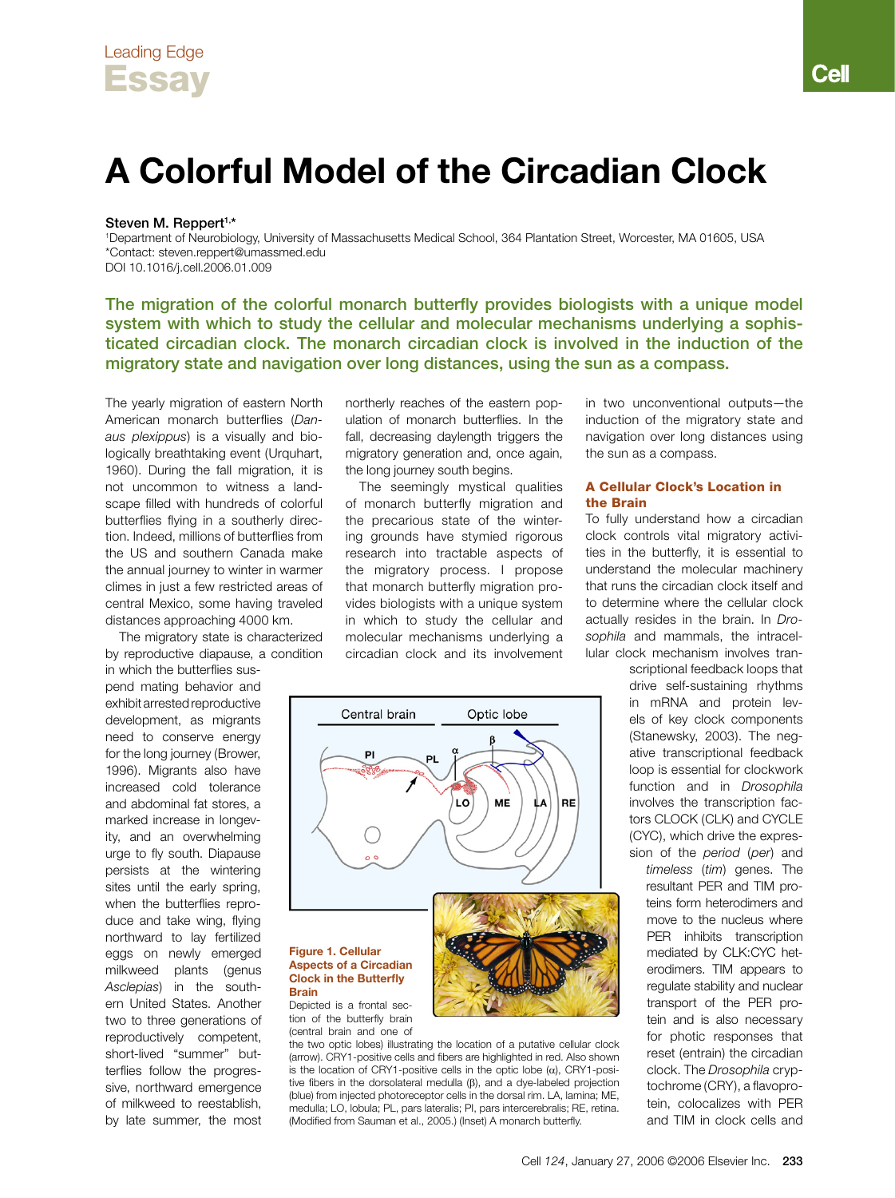Leading Edge

# Essay

# A Colorful Model of the Circadian Clock

**Steven M. Reppert**[1,*]

[1]Department of Neurobiology, University of Massachusetts Medical School, 364 Plantation Street, Worcester, MA 01605, USA
*Contact: steven.reppert@umassmed.edu
DOI 10.1016/j.cell.2006.01.009

**The migration of the colorful monarch butterfly provides biologists with a unique model system with which to study the cellular and molecular mechanisms underlying a sophisticated circadian clock. The monarch circadian clock is involved in the induction of the migratory state and navigation over long distances, using the sun as a compass.**

The yearly migration of eastern North American monarch butterflies (*Danaus plexippus*) is a visually and biologically breathtaking event (Urquhart, 1960). During the fall migration, it is not uncommon to witness a landscape filled with hundreds of colorful butterflies flying in a southerly direction. Indeed, millions of butterflies from the US and southern Canada make the annual journey to winter in warmer climes in just a few restricted areas of central Mexico, some having traveled distances approaching 4000 km.

The migratory state is characterized by reproductive diapause, a condition in which the butterflies suspend mating behavior and exhibit arrested reproductive development, as migrants need to conserve energy for the long journey (Brower, 1996). Migrants also have increased cold tolerance and abdominal fat stores, a marked increase in longevity, and an overwhelming urge to fly south. Diapause persists at the wintering sites until the early spring, when the butterflies reproduce and take wing, flying northward to lay fertilized eggs on newly emerged milkweed plants (genus *Asclepias*) in the southern United States. Another two to three generations of reproductively competent, short-lived "summer" butterflies follow the progressive, northward emergence of milkweed to reestablish, by late summer, the most northerly reaches of the eastern population of monarch butterflies. In the fall, decreasing daylength triggers the migratory generation and, once again, the long journey south begins.

The seemingly mystical qualities of monarch butterfly migration and the precarious state of the wintering grounds have stymied rigorous research into tractable aspects of the migratory process. I propose that monarch butterfly migration provides biologists with a unique system in which to study the cellular and molecular mechanisms underlying a circadian clock and its involvement in two unconventional outputs—the induction of the migratory state and navigation over long distances using the sun as a compass.

### A Cellular Clock's Location in the Brain

To fully understand how a circadian clock controls vital migratory activities in the butterfly, it is essential to understand the molecular machinery that runs the circadian clock itself and to determine where the cellular clock actually resides in the brain. In *Drosophila* and mammals, the intracellular clock mechanism involves transcriptional feedback loops that drive self-sustaining rhythms in mRNA and protein levels of key clock components (Stanewsky, 2003). The negative transcriptional feedback loop is essential for clockwork function and in *Drosophila* involves the transcription factors CLOCK (CLK) and CYCLE (CYC), which drive the expression of the *period* (*per*) and *timeless* (*tim*) genes. The resultant PER and TIM proteins form heterodimers and move to the nucleus where PER inhibits transcription mediated by CLK:CYC heterodimers. TIM appears to regulate stability and nuclear transport of the PER protein and is also necessary for photic responses that reset (entrain) the circadian clock. The *Drosophila* cryptochrome (CRY), a flavoprotein, colocalizes with PER and TIM in clock cells and

**Figure 1. Cellular Aspects of a Circadian Clock in the Butterfly Brain**
Depicted is a frontal section of the butterfly brain (central brain and one of the two optic lobes) illustrating the location of a putative cellular clock (arrow). CRY1-positive cells and fibers are highlighted in red. Also shown is the location of CRY1-positive cells in the optic lobe (α), CRY1-positive fibers in the dorsolateral medulla (β), and a dye-labeled projection (blue) from injected photoreceptor cells in the dorsal rim. LA, lamina; ME, medulla; LO, lobula; PL, pars lateralis; PI, pars intercerebralis; RE, retina. (Modified from Sauman et al., 2005.) (Inset) A monarch butterfly.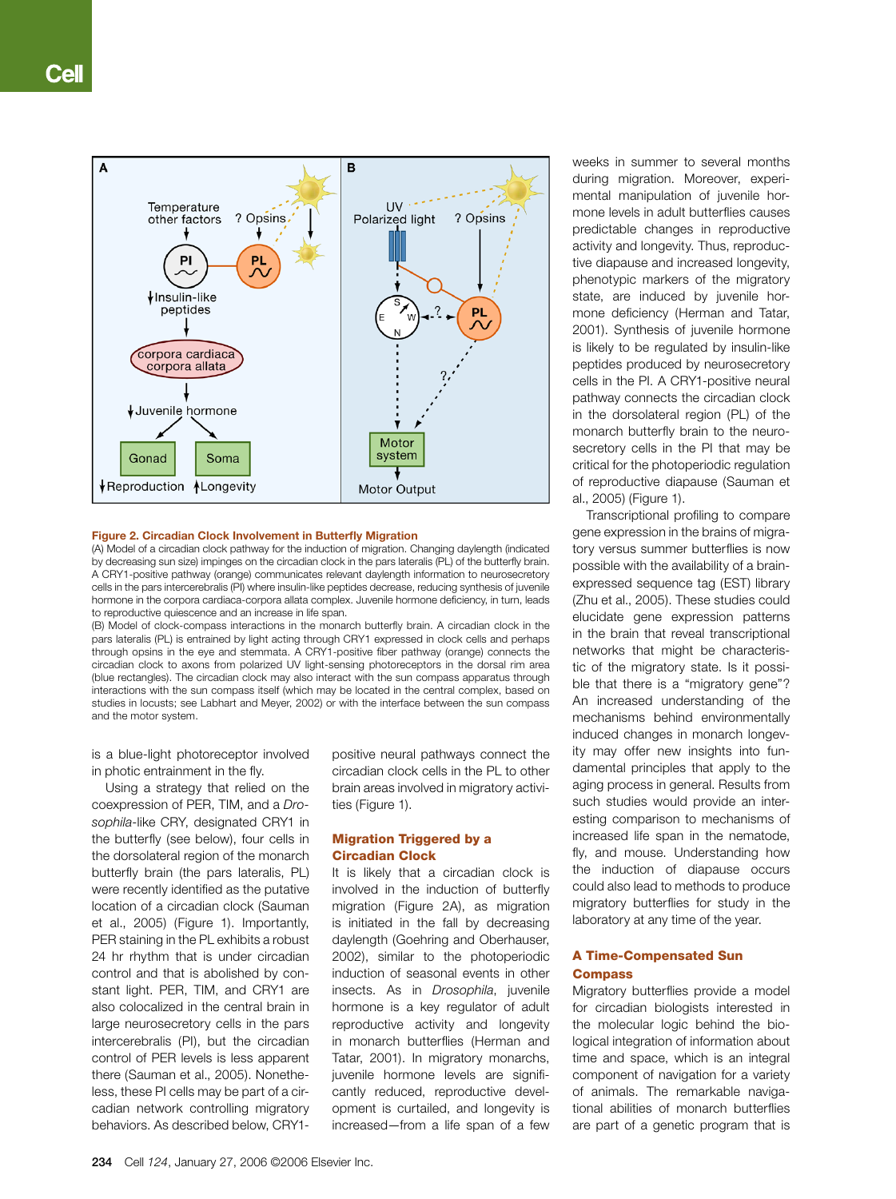**Figure 2. Circadian Clock Involvement in Butterfly Migration**

(A) Model of a circadian clock pathway for the induction of migration. Changing daylength (indicated by decreasing sun size) impinges on the circadian clock in the pars lateralis (PL) of the butterfly brain. A CRY1-positive pathway (orange) communicates relevant daylength information to neurosecretory cells in the pars intercerebralis (PI) where insulin-like peptides decrease, reducing synthesis of juvenile hormone in the corpora cardiaca-corpora allata complex. Juvenile hormone deficiency, in turn, leads to reproductive quiescence and an increase in life span.

(B) Model of clock-compass interactions in the monarch butterfly brain. A circadian clock in the pars lateralis (PL) is entrained by light acting through CRY1 expressed in clock cells and perhaps through opsins in the eye and stemmata. A CRY1-positive fiber pathway (orange) connects the circadian clock to axons from polarized UV light-sensing photoreceptors in the dorsal rim area (blue rectangles). The circadian clock may also interact with the sun compass apparatus through interactions with the sun compass itself (which may be located in the central complex, based on studies in locusts; see Labhart and Meyer, 2002) or with the interface between the sun compass and the motor system.

is a blue-light photoreceptor involved in photic entrainment in the fly.

Using a strategy that relied on the coexpression of PER, TIM, and a *Drosophila*-like CRY, designated CRY1 in the butterfly (see below), four cells in the dorsolateral region of the monarch butterfly brain (the pars lateralis, PL) were recently identified as the putative location of a circadian clock (Sauman et al., 2005) (Figure 1). Importantly, PER staining in the PL exhibits a robust 24 hr rhythm that is under circadian control and that is abolished by constant light. PER, TIM, and CRY1 are also colocalized in the central brain in large neurosecretory cells in the pars intercerebralis (PI), but the circadian control of PER levels is less apparent there (Sauman et al., 2005). Nonetheless, these PI cells may be part of a circadian network controlling migratory behaviors. As described below, CRY1-positive neural pathways connect the circadian clock cells in the PL to other brain areas involved in migratory activities (Figure 1).

## Migration Triggered by a Circadian Clock

It is likely that a circadian clock is involved in the induction of butterfly migration (Figure 2A), as migration is initiated in the fall by decreasing daylength (Goehring and Oberhauser, 2002), similar to the photoperiodic induction of seasonal events in other insects. As in *Drosophila*, juvenile hormone is a key regulator of adult reproductive activity and longevity in monarch butterflies (Herman and Tatar, 2001). In migratory monarchs, juvenile hormone levels are significantly reduced, reproductive development is curtailed, and longevity is increased—from a life span of a few weeks in summer to several months during migration. Moreover, experimental manipulation of juvenile hormone levels in adult butterflies causes predictable changes in reproductive activity and longevity. Thus, reproductive diapause and increased longevity, phenotypic markers of the migratory state, are induced by juvenile hormone deficiency (Herman and Tatar, 2001). Synthesis of juvenile hormone is likely to be regulated by insulin-like peptides produced by neurosecretory cells in the PI. A CRY1-positive neural pathway connects the circadian clock in the dorsolateral region (PL) of the monarch butterfly brain to the neurosecretory cells in the PI that may be critical for the photoperiodic regulation of reproductive diapause (Sauman et al., 2005) (Figure 1).

Transcriptional profiling to compare gene expression in the brains of migratory versus summer butterflies is now possible with the availability of a brain-expressed sequence tag (EST) library (Zhu et al., 2005). These studies could elucidate gene expression patterns in the brain that reveal transcriptional networks that might be characteristic of the migratory state. Is it possible that there is a "migratory gene"? An increased understanding of the mechanisms behind environmentally induced changes in monarch longevity may offer new insights into fundamental principles that apply to the aging process in general. Results from such studies would provide an interesting comparison to mechanisms of increased life span in the nematode, fly, and mouse. Understanding how the induction of diapause occurs could also lead to methods to produce migratory butterflies for study in the laboratory at any time of the year.

## A Time-Compensated Sun Compass

Migratory butterflies provide a model for circadian biologists interested in the molecular logic behind the biological integration of information about time and space, which is an integral component of navigation for a variety of animals. The remarkable navigational abilities of monarch butterflies are part of a genetic program that is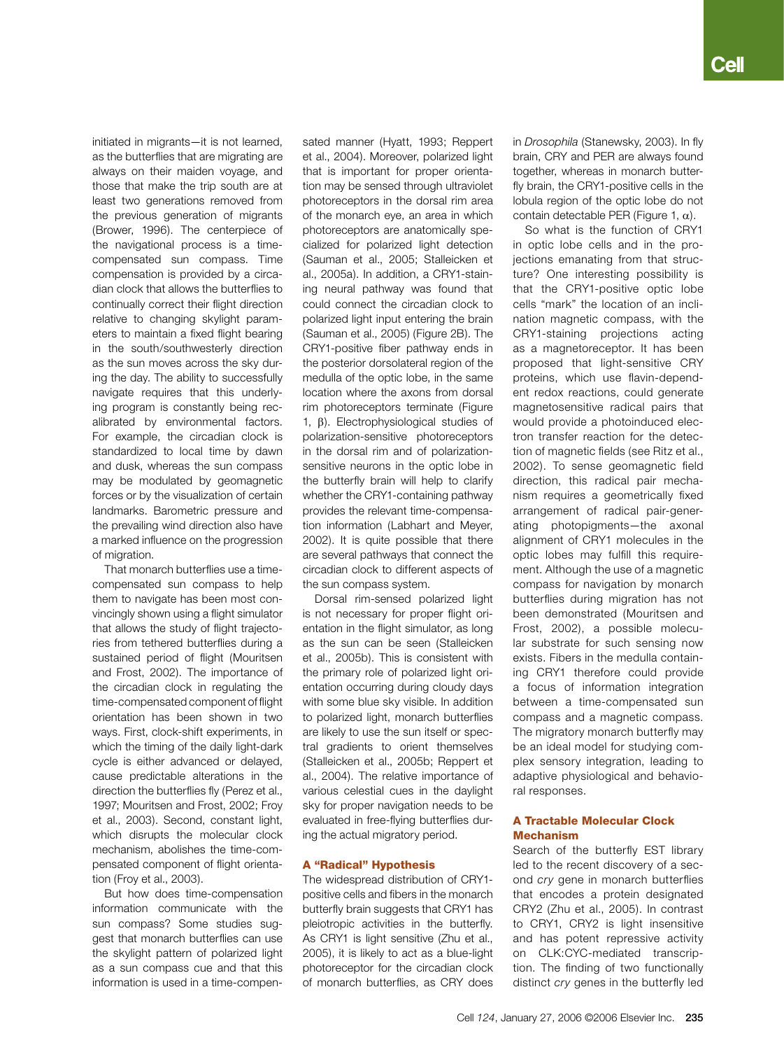initiated in migrants—it is not learned, as the butterflies that are migrating are always on their maiden voyage, and those that make the trip south are at least two generations removed from the previous generation of migrants (Brower, 1996). The centerpiece of the navigational process is a time-compensated sun compass. Time compensation is provided by a circadian clock that allows the butterflies to continually correct their flight direction relative to changing skylight parameters to maintain a fixed flight bearing in the south/southwesterly direction as the sun moves across the sky during the day. The ability to successfully navigate requires that this underlying program is constantly being recalibrated by environmental factors. For example, the circadian clock is standardized to local time by dawn and dusk, whereas the sun compass may be modulated by geomagnetic forces or by the visualization of certain landmarks. Barometric pressure and the prevailing wind direction also have a marked influence on the progression of migration.

That monarch butterflies use a time-compensated sun compass to help them to navigate has been most convincingly shown using a flight simulator that allows the study of flight trajectories from tethered butterflies during a sustained period of flight (Mouritsen and Frost, 2002). The importance of the circadian clock in regulating the time-compensated component of flight orientation has been shown in two ways. First, clock-shift experiments, in which the timing of the daily light-dark cycle is either advanced or delayed, cause predictable alterations in the direction the butterflies fly (Perez et al., 1997; Mouritsen and Frost, 2002; Froy et al., 2003). Second, constant light, which disrupts the molecular clock mechanism, abolishes the time-compensated component of flight orientation (Froy et al., 2003).

But how does time-compensation information communicate with the sun compass? Some studies suggest that monarch butterflies can use the skylight pattern of polarized light as a sun compass cue and that this information is used in a time-compensated manner (Hyatt, 1993; Reppert et al., 2004). Moreover, polarized light that is important for proper orientation may be sensed through ultraviolet photoreceptors in the dorsal rim area of the monarch eye, an area in which photoreceptors are anatomically specialized for polarized light detection (Sauman et al., 2005; Stalleicken et al., 2005a). In addition, a CRY1-staining neural pathway was found that could connect the circadian clock to polarized light input entering the brain (Sauman et al., 2005) (Figure 2B). The CRY1-positive fiber pathway ends in the posterior dorsolateral region of the medulla of the optic lobe, in the same location where the axons from dorsal rim photoreceptors terminate (Figure 1, β). Electrophysiological studies of polarization-sensitive photoreceptors in the dorsal rim and of polarization-sensitive neurons in the optic lobe in the butterfly brain will help to clarify whether the CRY1-containing pathway provides the relevant time-compensation information (Labhart and Meyer, 2002). It is quite possible that there are several pathways that connect the circadian clock to different aspects of the sun compass system.

Dorsal rim-sensed polarized light is not necessary for proper flight orientation in the flight simulator, as long as the sun can be seen (Stalleicken et al., 2005b). This is consistent with the primary role of polarized light orientation occurring during cloudy days with some blue sky visible. In addition to polarized light, monarch butterflies are likely to use the sun itself or spectral gradients to orient themselves (Stalleicken et al., 2005b; Reppert et al., 2004). The relative importance of various celestial cues in the daylight sky for proper navigation needs to be evaluated in free-flying butterflies during the actual migratory period.

### A "Radical" Hypothesis

The widespread distribution of CRY1-positive cells and fibers in the monarch butterfly brain suggests that CRY1 has pleiotropic activities in the butterfly. As CRY1 is light sensitive (Zhu et al., 2005), it is likely to act as a blue-light photoreceptor for the circadian clock of monarch butterflies, as CRY does in *Drosophila* (Stanewsky, 2003). In fly brain, CRY and PER are always found together, whereas in monarch butterfly brain, the CRY1-positive cells in the lobula region of the optic lobe do not contain detectable PER (Figure 1, α).

So what is the function of CRY1 in optic lobe cells and in the projections emanating from that structure? One interesting possibility is that the CRY1-positive optic lobe cells "mark" the location of an inclination magnetic compass, with the CRY1-staining projections acting as a magnetoreceptor. It has been proposed that light-sensitive CRY proteins, which use flavin-dependent redox reactions, could generate magnetosensitive radical pairs that would provide a photoinduced electron transfer reaction for the detection of magnetic fields (see Ritz et al., 2002). To sense geomagnetic field direction, this radical pair mechanism requires a geometrically fixed arrangement of radical pair-generating photopigments—the axonal alignment of CRY1 molecules in the optic lobes may fulfill this requirement. Although the use of a magnetic compass for navigation by monarch butterflies during migration has not been demonstrated (Mouritsen and Frost, 2002), a possible molecular substrate for such sensing now exists. Fibers in the medulla containing CRY1 therefore could provide a focus of information integration between a time-compensated sun compass and a magnetic compass. The migratory monarch butterfly may be an ideal model for studying complex sensory integration, leading to adaptive physiological and behavioral responses.

### A Tractable Molecular Clock Mechanism

Search of the butterfly EST library led to the recent discovery of a second *cry* gene in monarch butterflies that encodes a protein designated CRY2 (Zhu et al., 2005). In contrast to CRY1, CRY2 is light insensitive and has potent repressive activity on CLK:CYC-mediated transcription. The finding of two functionally distinct *cry* genes in the butterfly led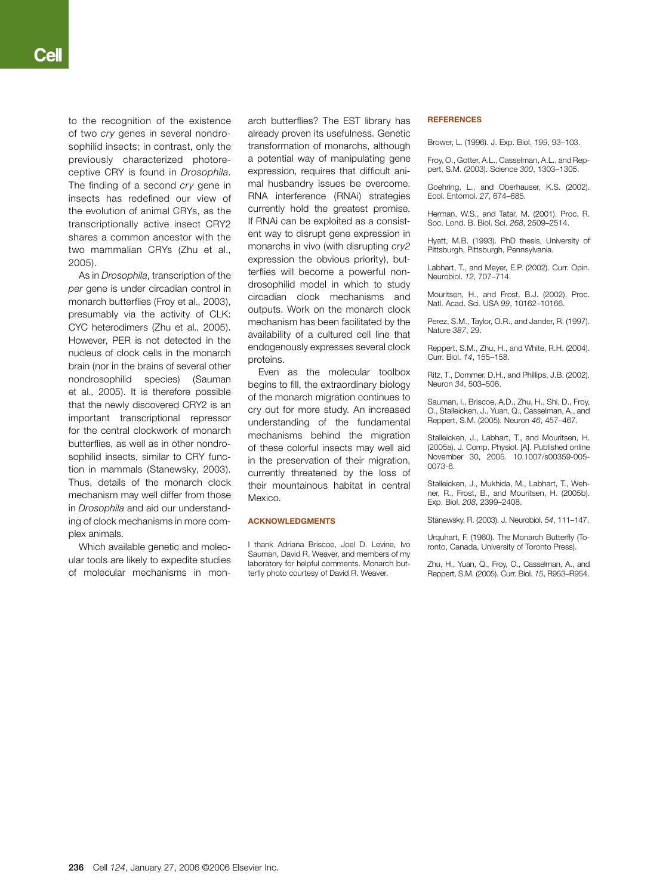to the recognition of the existence of two *cry* genes in several nondrosophilid insects; in contrast, only the previously characterized photoreceptive CRY is found in *Drosophila*. The finding of a second *cry* gene in insects has redefined our view of the evolution of animal CRYs, as the transcriptionally active insect CRY2 shares a common ancestor with the two mammalian CRYs (Zhu et al., 2005).

As in *Drosophila*, transcription of the *per* gene is under circadian control in monarch butterflies (Froy et al., 2003), presumably via the activity of CLK: CYC heterodimers (Zhu et al., 2005). However, PER is not detected in the nucleus of clock cells in the monarch brain (nor in the brains of several other nondrosophilid species) (Sauman et al., 2005). It is therefore possible that the newly discovered CRY2 is an important transcriptional repressor for the central clockwork of monarch butterflies, as well as in other nondrosophilid insects, similar to CRY function in mammals (Stanewsky, 2003). Thus, details of the monarch clock mechanism may well differ from those in *Drosophila* and aid our understanding of clock mechanisms in more complex animals.

Which available genetic and molecular tools are likely to expedite studies of molecular mechanisms in monarch butterflies? The EST library has already proven its usefulness. Genetic transformation of monarchs, although a potential way of manipulating gene expression, requires that difficult animal husbandry issues be overcome. RNA interference (RNAi) strategies currently hold the greatest promise. If RNAi can be exploited as a consistent way to disrupt gene expression in monarchs in vivo (with disrupting *cry2* expression the obvious priority), butterflies will become a powerful nondrosophilid model in which to study circadian clock mechanisms and outputs. Work on the monarch clock mechanism has been facilitated by the availability of a cultured cell line that endogenously expresses several clock proteins.

Even as the molecular toolbox begins to fill, the extraordinary biology of the monarch migration continues to cry out for more study. An increased understanding of the fundamental mechanisms behind the migration of these colorful insects may well aid in the preservation of their migration, currently threatened by the loss of their mountainous habitat in central Mexico.

## ACKNOWLEDGMENTS

I thank Adriana Briscoe, Joel D. Levine, Ivo Sauman, David R. Weaver, and members of my laboratory for helpful comments. Monarch butterfly photo courtesy of David R. Weaver.

## REFERENCES

Brower, L. (1996). J. Exp. Biol. *199*, 93–103.

Froy, O., Gotter, A.L., Casselman, A.L., and Reppert, S.M. (2003). Science *300*, 1303–1305.

Goehring, L., and Oberhauser, K.S. (2002). Ecol. Entomol. *27*, 674–685.

Herman, W.S., and Tatar, M. (2001). Proc. R. Soc. Lond. B. Biol. Sci. *268*, 2509–2514.

Hyatt, M.B. (1993). PhD thesis, University of Pittsburgh, Pittsburgh, Pennsylvania.

Labhart, T., and Meyer, E.P. (2002). Curr. Opin. Neurobiol. *12*, 707–714.

Mouritsen, H., and Frost, B.J. (2002). Proc. Natl. Acad. Sci. USA *99*, 10162–10166.

Perez, S.M., Taylor, O.R., and Jander, R. (1997). Nature *387*, 29.

Reppert, S.M., Zhu, H., and White, R.H. (2004). Curr. Biol. *14*, 155–158.

Ritz, T., Dommer, D.H., and Phillips, J.B. (2002). Neuron *34*, 503–506.

Sauman, I., Briscoe, A.D., Zhu, H., Shi, D., Froy, O., Stalleicken, J., Yuan, Q., Casselman, A., and Reppert, S.M. (2005). Neuron *46*, 457–467.

Stalleicken, J., Labhart, T., and Mouritsen, H. (2005a). J. Comp. Physiol. [A]. Published online November 30, 2005. 10.1007/s00359-005-0073-6.

Stalleicken, J., Mukhida, M., Labhart, T., Wehner, R., Frost, B., and Mouritsen, H. (2005b). Exp. Biol. *208*, 2399–2408.

Stanewsky, R. (2003). J. Neurobiol. *54*, 111–147.

Urquhart, F. (1960). The Monarch Butterfly (Toronto, Canada, University of Toronto Press).

Zhu, H., Yuan, Q., Froy, O., Casselman, A., and Reppert, S.M. (2005). Curr. Biol. *15*, R953–R954.